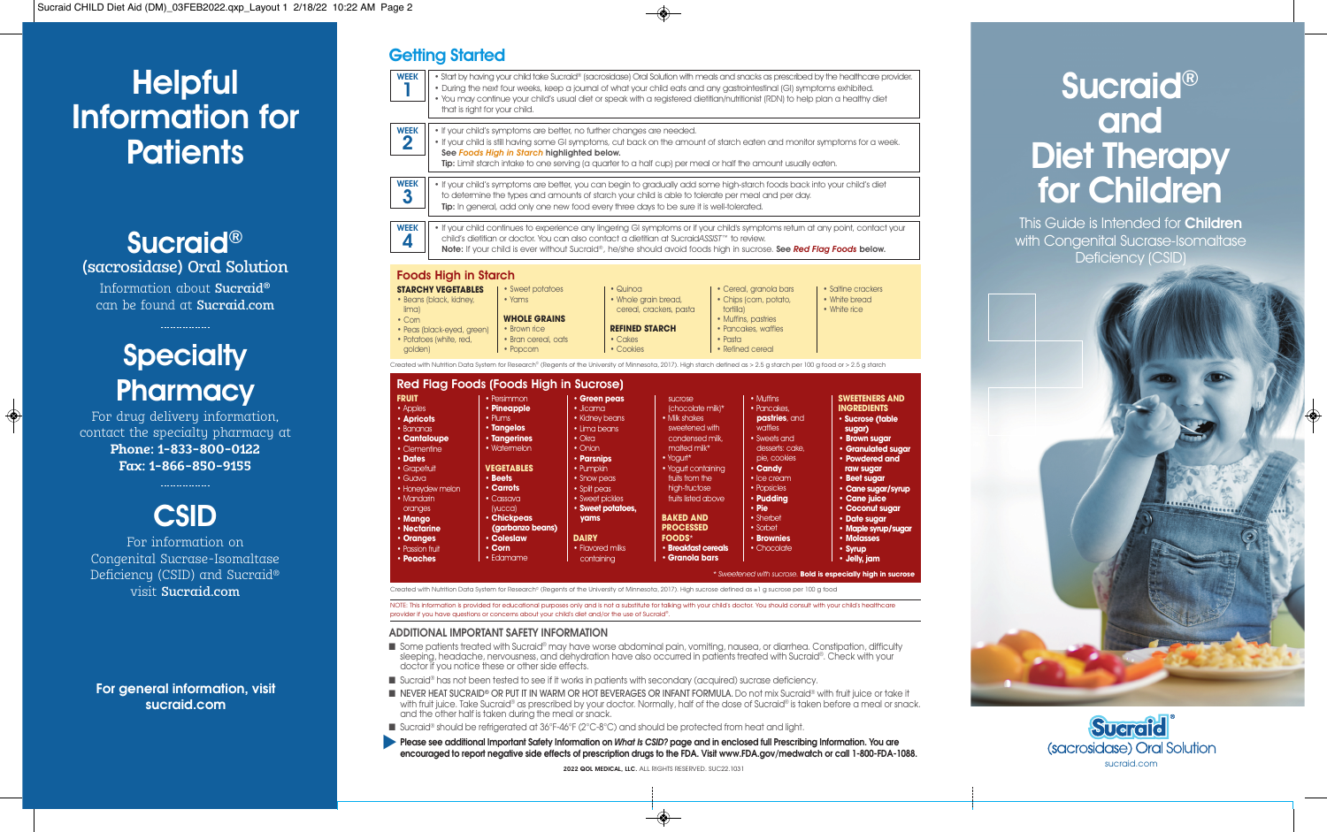# Helpful Information for Patients

## Sucraid®

(sacrosidase) Oral Solution

Information about **Sucraid®** can be found at **Sucraid.com**

## Specialty Pharmacy

For drug delivery information, contact the specialty pharmacy at

**Phone: 1-833-800-0122**

**Fax: 1-866-850-9155**

## CSID

For information on Congenital Sucrase-Isomaltase Deficiency (CSID) and Sucraid® visit **Sucraid.com**

**For general information, visit sucraid.com**

## Getting Started

**WEEK 1**

- Start by having your child take Sucraid® (sacrosidase) Oral Solution with meals and snacks as prescribed by the healthcare provider.
- During the next four weeks, keep a journal of what your child eats and any gastrointestinal (GI) symptoms exhibited.
- You may continue your child's usual diet or speak with a registered dietitian/nutritionist (RDN) to help plan a healthy diet that is right for your child.

**WEEK 2**

- If your child's symptoms are better, no further changes are needed.
- If your child is still having some GI symptoms, cut back on the amount of starch eaten and monitor symptoms for a week. **See *Foods High in Starch* highlighted below.**

**Tip:** Limit starch intake to one serving (a quarter to a half cup) per meal or half the amount usually eaten.

**WEEK 3**

- If your child's symptoms are better, you can begin to gradually add some high-starch foods back into your child's diet to determine the types and amounts of starch your child is able to tolerate per meal and per day.

**Tip:** In general, add only one new food every three days to be sure it is well-tolerated.

**WEEK 4**

- If your child continues to experience any lingering GI symptoms or if your child's symptoms return at any point, contact your child's dietitian or doctor. You can also contact a dietitian at SucraidASSIST™ to review.

**Note:** If your child is ever without Sucraid®, he/she should avoid foods high in sucrose. **See *Red Flag Foods* below.**

### Foods High in Starch

**STARCHY VEGETABLES**
- Beans (black, kidney, lima)
- Corn
- Peas (black-eyed, green)
- Potatoes (white, red, golden)
- Sweet potatoes
- Yams

**WHOLE GRAINS**
- Brown rice
- Bran cereal, oats
- Popcorn
- Quinoa
- Whole grain bread, cereal, crackers, pasta

**REFINED STARCH**
- Cakes
- Cookies
- Cereal, granola bars
- Chips (corn, potato, tortilla)
- Muffins, pastries
- Pancakes, waffles
- Pasta
- Refined cereal
- Saltine crackers
- White bread
- White rice

Created with Nutrition Data System for Research® (Regents of the University of Minnesota, 2017). High starch defined as > 2.5 g starch per 100 g food or > 2.5 g starch

### Red Flag Foods (Foods High in Sucrose)

**FRUIT**
- Apples
- **Apricots**
- Bananas
- **Cantaloupe**
- Clementine
- **Dates**
- Grapefruit
- Guava
- Honeydew melon
- Mandarin oranges
- **Mango**
- **Nectarine**
- **Oranges**
- Passion fruit
- **Peaches**
- Persimmon
- **Pineapple**
- Plums
- **Tangelos**
- **Tangerines**
- Watermelon

**VEGETABLES**
- **Beets**
- **Carrots**
- Cassava (yucca)
- **Chickpeas (garbanzo beans)**
- **Coleslaw**
- **Corn**
- Edamame
- **Green peas**
- Jicama
- Kidney beans
- Lima beans
- Okra
- Onion
- **Parsnips**
- Pumpkin
- Snow peas
- Split peas
- Sweet pickles
- **Sweet potatoes, yams**

**DAIRY**
- Flavored milks containing sucrose (chocolate milk)*
- Milk shakes sweetened with condensed milk, malted milk*
- Yogurt*
- Yogurt containing fruits from the high-fructose fruits listed above

**BAKED AND PROCESSED FOODS***
- **Breakfast cereals**
- **Granola bars**
- Muffins
- Pancakes, **pastries**, and waffles
- Sweets and desserts: cake, pie, cookies
- **Candy**
- Ice cream
- Popsicles
- **Pudding**
- **Pie**
- Sherbet
- Sorbet
- **Brownies**
- Chocolate

**SWEETENERS AND INGREDIENTS**
- **Sucrose (table sugar)**
- **Brown sugar**
- **Granulated sugar**
- **Powdered and raw sugar**
- **Beet sugar**
- **Cane sugar/syrup**
- **Cane juice**
- **Coconut sugar**
- **Date sugar**
- **Maple syrup/sugar**
- **Molasses**
- **Syrup**
- **Jelly, jam**

* *Sweetened with sucrose.* **Bold is especially high in sucrose**

Created with Nutrition Data System for Research® (Regents of the University of Minnesota, 2017). High sucrose defined as ≥1 g sucrose per 100 g food

NOTE: This information is provided for educational purposes only and is not a substitute for talking with your child's doctor. You should consult with your child's healthcare provider if you have questions or concerns about your child's diet and/or the use of Sucraid®.

### ADDITIONAL IMPORTANT SAFETY INFORMATION

- Some patients treated with Sucraid® may have worse abdominal pain, vomiting, nausea, or diarrhea. Constipation, difficulty sleeping, headache, nervousness, and dehydration have also occurred in patients treated with Sucraid®. Check with your doctor if you notice these or other side effects.
- Sucraid® has not been tested to see if it works in patients with secondary (acquired) sucrase deficiency.
- NEVER HEAT SUCRAID® OR PUT IT IN WARM OR HOT BEVERAGES OR INFANT FORMULA. Do not mix Sucraid® with fruit juice or take it with fruit juice. Take Sucraid® as prescribed by your doctor. Normally, half of the dose of Sucraid® is taken before a meal or snack and the other half is taken during the meal or snack.
- Sucraid® should be refrigerated at 36°F-46°F (2°C-8°C) and should be protected from heat and light.

**Please see additional Important Safety Information on *What is CSID?* page and in enclosed full Prescribing Information. You are encouraged to report negative side effects of prescription drugs to the FDA. Visit www.FDA.gov/medwatch or call 1-800-FDA-1088.**

**2022 QOL MEDICAL, LLC.** ALL RIGHTS RESERVED. SUC22.1031

# Sucraid® and Diet Therapy for Children

This Guide is Intended for **Children** with Congenital Sucrase-Isomaltase Deficiency (CSID)

Sucraid® (sacrosidase) Oral Solution

sucraid.com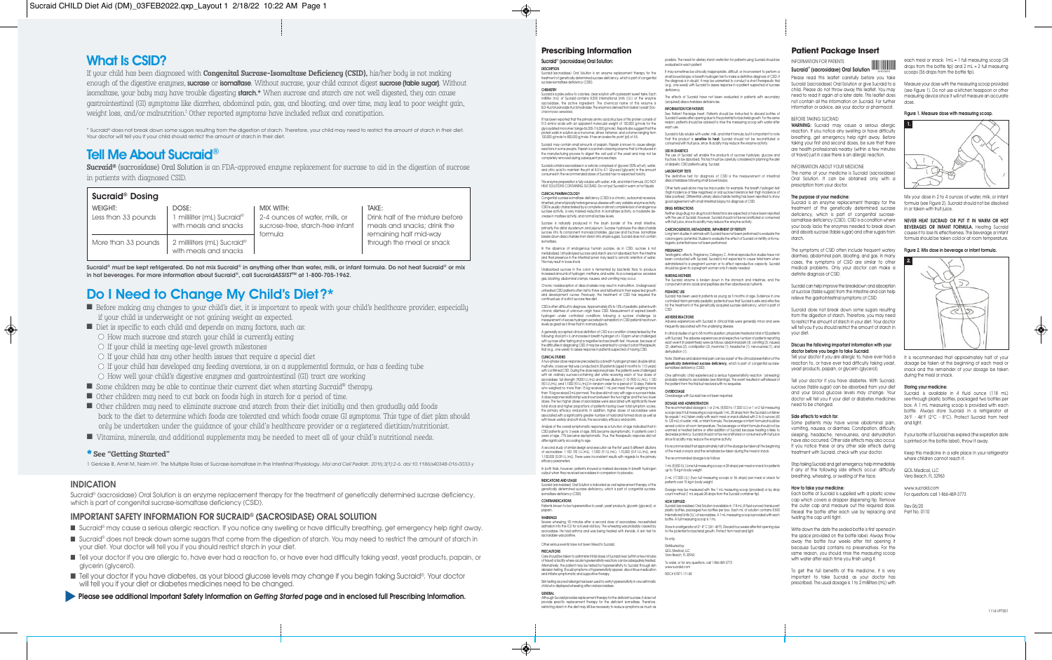# What Is CSID?

If your child has been diagnosed with **Congenital Sucrase-Isomaltase Deficiency (CSID),** his/her body is not making enough of the digestive enzymes, **sucrase** or **isomaltase**. Without sucrase, your child cannot digest **sucrose (table sugar)**. Without isomaltase, your baby may have trouble digesting **starch.*** When sucrose and starch are not well digested, they can cause gastrointestinal (GI) symptoms like diarrhea, abdominal pain, gas, and bloating, and over time, may lead to poor weight gain, weight loss, and/or malnutrition.[1] Other reported symptoms have included reflux and constipation.

* Sucraid® does not break down some sugars resulting from the digestion of starch. Therefore, your child may need to restrict the amount of starch in their diet. Your doctor will tell you if your child should restrict the amount of starch in their diet.

# Tell Me About Sucraid®

**Sucraid® (sacrosidase) Oral Solution** is an FDA-approved enzyme replacement for sucrase to aid in the digestion of sucrose in patients with diagnosed CSID.

## Sucraid® Dosing

| WEIGHT: | DOSE: | MIX WITH: | TAKE: |
|---|---|---|---|
| Less than 33 pounds | 1 milliliter (mL) Sucraid® with meals and snacks | 2-4 ounces of water, milk, or sucrose-free, starch-free infant formula | Drink half of the mixture before meals and snacks; drink the remaining half mid-way through the meal or snack |
| More than 33 pounds | 2 milliliters (mL) Sucraid® with meals and snacks | | |

**Sucraid® must be kept refrigerated. Do not mix Sucraid® in anything other than water, milk, or infant formula. Do not heat Sucraid® or mix in hot beverages. For more information about Sucraid®, call Sucraid*ASSIST*™ at 1-800-705-1962.**

# Do I Need to Change My Child's Diet?*

- Before making any changes to your child's diet, it is important to speak with your child's healthcare provider, especially if your child is underweight or not gaining weight as expected.
- Diet is specific to each child and depends on many factors, such as:
  - How much sucrose and starch your child is currently eating
  - If your child is meeting age-level growth milestones
  - If your child has any other health issues that require a special diet
  - If your child has developed any feeding aversions, is on a supplemental formula, or has a feeding tube
  - How well your child's digestive enzymes and gastrointestinal (GI) tract are working
- Some children may be able to continue their current diet when starting Sucraid® therapy.
- Other children may need to cut back on foods high in starch for a period of time.
- Other children may need to eliminate sucrose and starch from their diet initially and then gradually add foods back to the diet to determine which foods are tolerated and which foods cause GI symptoms. This type of diet plan should only be undertaken under the guidance of your child's healthcare provider or a registered dietitian/nutritionist.
- Vitamins, minerals, and additional supplements may be needed to meet all of your child's nutritional needs.

**\*See "Getting Started"**

1 Gericke B, Amiri M, Naim HY. The Multiple Roles of Sucrase-Isomaltase in the Intestinal Physiology. *Mol and Cell Pediatr.* 2016;3(1):2-6. doi:10.1186/s40348-016-0033-y

## INDICATION

Sucraid® (sacrosidase) Oral Solution is an enzyme replacement therapy for the treatment of genetically determined sucrase deficiency, which is part of congenital sucrase-isomaltase deficiency (CSID).

## IMPORTANT SAFETY INFORMATION FOR SUCRAID® (SACROSIDASE) ORAL SOLUTION

- Sucraid® may cause a serious allergic reaction. If you notice any swelling or have difficulty breathing, get emergency help right away.
- Sucraid® does not break down some sugars that come from the digestion of starch. You may need to restrict the amount of starch in your diet. Your doctor will tell you if you should restrict starch in your diet.
- Tell your doctor if you are allergic to, have ever had a reaction to, or have ever had difficulty taking yeast, yeast products, papain, or glycerin (glycerol).
- Tell your doctor if you have diabetes, as your blood glucose levels may change if you begin taking Sucraid®. Your doctor will tell you if your diet or diabetes medicines need to be changed.

**Please see additional Important Safety Information on *Getting Started* page and in enclosed full Prescribing Information.**

# Prescribing Information

## Sucraid® (sacrosidase) Oral Solution

**DESCRIPTION**

Sucraid (sacrosidase) Oral Solution is an enzyme replacement therapy for the treatment of genetically determined sucrase deficiency, which is part of congenital sucrase-isomaltase deficiency (CSID).

**CHEMISTRY**

Sucraid is a pale yellow to colorless, clear solution with a pleasant sweet taste. Each milliliter (mL) of Sucraid contains 8,500 International Units (I.U.) of the enzyme sacrosidase, the active ingredient. The chemical name of this enzyme is β,D-fructofuranoside fructohydrolase. The enzyme is derived from baker's yeast (Saccharomyces cerevisiae).

It has been reported that the primary amino acid structure of this protein consists of 513 amino acids with an apparent molecular weight of 100,000 g/mole for the glycosylated monomer (range 66,000-116,000 g/mole). Reports also suggest that the protein exists in solution as a monomer, dimer, tetramer, and octamer ranging from 100,000 g/mole to 800,000 g/mole. It has an isoelectric point (pI) of 4.5.

Sucraid may contain small amounts of papain. Papain is known to cause allergic reactions in some people. Papain is a protein-cleaving enzyme that is introduced in the manufacturing process to digest the cell wall of the yeast and may not be completely removed during subsequent process steps.

Sucraid contains sacrosidase in a vehicle comprised of glycerol (50% w/v), water, and citric acid to maintain the pH at 4.0 to 4.7. Glycerol (glycerin) in the amount consumed in the recommended doses of Sucraid has no expected toxicity.

This enzyme preparation is fully soluble with water, milk, and infant formula. DO NOT HEAT SOLUTIONS CONTAINING SUCRAID. Do not put Sucraid in warm or hot liquids.

**CLINICAL PHARMACOLOGY**

Congenital sucrase-isomaltase deficiency (CSID) is a chronic, autosomal recessive, inherited, phenotypically heterogeneous disease with very variable enzyme activity. CSID is usually characterized by a complete or almost complete lack of endogenous sucrase activity, a very marked reduction in isomaltase activity, a moderate decrease in maltase activity, and normal lactase levels.

Sucrase is naturally produced in the brush border of the small intestine, primarily the distal duodenum and jejunum. Sucrase hydrolyzes the disaccharide sucrose into its component monosaccharides, glucose and fructose. Isomaltase breaks down disaccharides from starch into simple sugars. Sucraid does not contain isomaltase.

In the absence of endogenous human sucrase, as in CSID, sucrose is not metabolized. Unhydrolyzed sucrose and starch are not absorbed from the intestine and their presence in the intestinal lumen may lead to osmotic retention of water. This may result in loose stools.

Unabsorbed sucrose in the colon is fermented by bacterial flora to produce increased amounts of hydrogen, methane, and water. As a consequence, excessive gas, bloating, abdominal cramps, nausea, and vomiting may occur.

Chronic malabsorption of disaccharides may result in malnutrition. Undiagnosed/untreated CSID patients often fail to thrive and fall behind in their expected growth and development curves. Previously, the treatment of CSID has required the continual use of a strict sucrose-free diet.

CSID is often difficult to diagnose. Approximately 4% to 10% of pediatric patients with chronic diarrhea of unknown origin have CSID. Measurement of expired breath hydrogen under controlled conditions following a sucrose challenge (a measurement of excess hydrogen excretion) in CSID patients has shown levels as great as 6 times that in normal subjects.

A generally accepted clinical definition of CSID is a condition characterized by the following: stool pH < 6, an increase in breath hydrogen of > 10 ppm when challenged with sucrose after fasting and a negative lactose breath test. However, because of the difficulties in diagnosing CSID, it may be warranted to conduct a short therapeutic trial (e.g., one week) to assess response in patients suspected of having CSID.

**CLINICAL STUDIES**

A two-phase (dose response preceded by a breath hydrogen phase) double-blind, multi-site, crossover trial was conducted in 28 patients (aged 4 months to 11.5 years) with confirmed CSID. During the dose response phase, the patients were challenged with an ordinary sucrose-containing diet while receiving each of four doses of sacrosidase in random order: full strength (9000 I.U./mL) and three dilutions (1:10 [900 I.U./mL], 1:100 [90 I.U./mL], and 1:1000 [9 I.U./mL]) in random order for a period of 10 days. Patients who weighed no more than 15 kg received 1 mL per meal. Those weighing more than 15 kg received 2 mL per meal. The dose did not vary with age or sucrose intake. A dose-response relationship was found between the fluid higher and the two lower doses. The two higher doses of sacrosidase were associated with significantly fewer total stools and higher proportions of patients having lower total symptom scores, the primary efficacy endpoints. In addition, higher doses of sacrosidase were associated with a significantly greater number of hard and formed stools as well as with fewer watery and soft stools, the secondary efficacy endpoints.

Analysis of the overall symptomatic response as a function of age indicated that in CSID patients up to 3 years of age, 86% became asymptomatic. In patients over 3 years of age, 77% became asymptomatic. Thus, the therapeutic response did not differ significantly according to age.

A second study of similar design and execution as the first used 4 different dilutions of sacrosidase: 1:100 (90 I.U./mL), 1:1000 (9 I.U./mL), 1:10,000 (0.9 I.U./mL), and 1:100,000 (0.09 I.U./mL). There were inconsistent results with regards to the primary efficacy parameters.

In both trials, however, patients showed a marked decrease in breath hydrogen output when they received sacrosidase in comparison to placebo.

**INDICATIONS AND USAGE**

Sucraid (sacrosidase) Oral Solution is indicated as oral replacement therapy of the genetically determined sucrase deficiency, which is part of congenital sucrase-isomaltase deficiency (CSID).

**CONTRAINDICATIONS**

Patients known to be hypersensitive to yeast, yeast products, glycerin (glycerol), or papain.

**WARNINGS**

Severe wheezing, 90 minutes after a second dose of sacrosidase, necessitated admission into the ICU for a 6-year-old boy. The wheezing was probably caused by sacrosidase. He had asthma and was being treated with steroids. A skin test for sacrosidase was positive.

Other serious events have not been linked to Sucraid.

**PRECAUTIONS**

Care should be taken to administer initial doses of Sucraid near (within a few minutes of travel) a facility where acute hypersensitivity reactions can be adequately treated. Alternatively, the patient may be tested for hypersensitivity to Sucraid through skin abrasion testing. Should symptoms of hypersensitivity appear, discontinue medication and initiate symptomatic and supportive therapy.

Skin testing as a rechallenge has been used to verify hypersensitivity in one asthmatic child who displayed wheezing after oral sacrosidase.

**GENERAL**

Although Sucraid provides replacement therapy for the deficient sucrase, it does not provide specific replacement therapy for the deficient isomaltase. Therefore, restricting starch in the diet may still be necessary to reduce symptoms as much as possible. The need for dietary starch restriction for patients using Sucraid should be evaluated in each patient.

It may sometimes be clinically inappropriate, difficult, or inconvenient to perform a small bowel biopsy or breath hydrogen test to make a definitive diagnosis of CSID. If the diagnosis is in doubt, it may be warranted to conduct a short therapeutic trial (e.g., one week) with Sucraid to assess response in a patient suspected of sucrase deficiency.

The effects of Sucraid have not been evaluated in patients with secondary (acquired) disaccharidase deficiencies.

**INFORMATION FOR PATIENTS**

See Patient Package Insert. Patients should be instructed to discard bottles of Sucraid 4 weeks after opening due to the potential for bacterial growth. For the same reason, patients should be advised to rinse the measuring scoop with water after each use.

Sucraid is fully soluble with water, milk, and infant formula, but it is important to note that this product is **sensitive to heat**. Sucraid should not be reconstituted or consumed with fruit juice, since its acidity may reduce the enzyme activity.

**USE IN DIABETICS**

The use of Sucraid will enable the products of sucrose hydrolysis, glucose and fructose, to be absorbed. This fact must be carefully considered in planning the diet of diabetic CSID patients using Sucraid.

**LABORATORY TESTS**

The definitive test for diagnosis of CSID is the measurement of intestinal disaccharidases following small bowel biopsy.

Other tests used alone may be inaccurate: for example, the breath hydrogen test (high incidence of false negatives) or oral sucrose tolerance test (high incidence of false positives). Differential urinary disaccharide testing has been reported to show good agreement with small intestinal biopsy for diagnosis of CSID.

**DRUG INTERACTIONS**

Neither drug-drug nor drug-food interactions are expected or have been reported with the use of Sucraid. However, Sucraid should not be reconstituted or consumed with fruit juice, since its acidity may reduce the enzyme activity.

**CARCINOGENESIS, MUTAGENESIS, IMPAIRMENT OF FERTILITY**

Long-term studies in animals with Sucraid have not been performed to evaluate the carcinogenic potential. Studies to evaluate the effect of Sucraid on fertility or its mutagenic potential have not been performed.

**PREGNANCY**

Teratogenic effects: Pregnancy Category C. Animal reproduction studies have not been conducted with Sucraid. Sucraid is not expected to cause fetal harm when administered to a pregnant woman or to affect reproductive capacity. Sucraid should be given to a pregnant woman only if clearly needed.

**NURSING MOTHERS**

The Sucraid enzyme is broken down in the stomach and intestines, and the component amino acids and peptides are then absorbed as nutrients.

**PEDIATRIC USE**

Sucraid has been used in patients as young as 5 months of age. Evidence in one controlled trial in primarily pediatric patients shows that Sucraid is safe and effective for the treatment of the genetically acquired sucrase deficiency, which is part of CSID.

**ADVERSE REACTIONS**

Adverse experiences with Sucraid in clinical trials were generally minor and were frequently associated with the underlying disease.

In clinical studies of up to 54 months duration, physicians treated a total of 52 patients with Sucraid. The adverse experiences and respective number of patients reporting each event (in parenthesis) were as follows: abdominal pain (4); vomiting (3); nausea (2); diarrhea (2); constipation (2); insomnia (1); headache (1); nervousness (1); and dehydration (1).

Note: Diarrhea and abdominal pain can be a part of the clinical presentation of the **genetically determined sucrase deficiency,** which is part of congenital sucrase-isomaltase deficiency (CSID).

One asthmatic child experienced a serious hypersensitivity reaction (wheezing) probably related to sacrosidase (see Warnings). The event resulted in withdrawal of the patient from the trial but resolved with no sequelae.

**OVERDOSAGE**

Overdosage with Sucraid has not been reported.

**DOSAGE AND ADMINISTRATION**

The recommended dosage is 1 or 2 mL (8,500 to 17,000 I.U.) or 1 or 2 full measuring scoops (each full measuring scoop equals 1 mL; 28 drops from the Sucraid container tip equals 1 mL) taken orally with each meal or snack diluted with 2 to 4 ounces (60 to 120 mL) of water, milk, or infant formula. The beverage or infant formula should be served cold or at room temperature. The beverage or infant formula should not be warmed or heated before or after addition of Sucraid because heating is likely to decrease potency. Sucraid should not be reconstituted or consumed with fruit juice since its acidity may reduce the enzyme activity.

It is recommended that approximately half of the dosage be taken at the beginning of the meal or snack and the remainder at the end of the meal or snack.

The recommended dosage is as follows:

1 mL (8,500 I.U.) (one full measuring scoop or 28 drops) per meal or snack for patients up to 15 kg in body weight.

2 mL (17,000 I.U.) (two full measuring scoops or 56 drops) per meal or snack for patients over 15 kg in body weight.

Dosage may be measured with the 1 mL measuring scoop (provided) or by drop count method (1 mL equals 28 drops from the Sucraid container tip).

**HOW SUPPLIED**

Sucraid (sacrosidase) Oral Solution is available in 118 mL (4 fluid ounces) translucent plastic bottles, packaged two bottles per box. Each mL of solution contains 8,500 International Units (I.U.) of sacrosidase. A 1 mL measuring scoop is provided with each bottle. A full measuring scoop is 1 mL.

Store in a refrigerator at 2°–8°C (36°–46°F). Discard four weeks after first opening due to the potential for bacterial growth. Protect from heat and light.

Rx only

Distributed by:
QOL Medical, LLC
Vero Beach, FL 32963

To order, or for any questions, call 1-866-469-3773
www.sucraid.com

NDC# 67871-111-04

# Patient Package Insert

INFORMATION FOR PATIENTS

## Sucraid® (sacrosidase) Oral Solution

Please read this leaflet carefully before you take Sucraid (sacrosidase) Oral Solution or give Sucraid to a child. Please do not throw away this leaflet. You may need to read it again at a later date. This leaflet does not contain all the information on Sucraid. For further information or advice, ask your doctor or pharmacist.

BEFORE TAKING SUCRAID

**WARNING:** Sucraid may cause a serious allergic reaction. If you notice any swelling or have difficulty breathing, get emergency help right away. Before taking your first and second doses, be sure that there are health professionals nearby (within a few minutes of travel) just in case there is an allergic reaction.

INFORMATION ABOUT YOUR MEDICINE

The name of your medicine is Sucraid (sacrosidase) Oral Solution. It can be obtained only with a prescription from your doctor.

**The purpose of your medicine:**

Sucraid is an enzyme replacement therapy for the treatment of the genetically determined sucrase deficiency, which is part of congenital sucrase-isomaltase deficiency (CSID). CSID is a condition where your body lacks the enzymes needed to break down and absorb sucrose (table sugar) and other sugars from starch.

The symptoms of CSID often include frequent watery diarrhea, abdominal pain, bloating, and gas. In many cases, the symptoms of CSID are similar to other medical problems. Only your doctor can make a definite diagnosis of CSID.

Sucraid can help improve the breakdown and absorption of sucrose (table sugar) from the intestine and can help relieve the gastrointestinal symptoms of CSID.

Sucraid does not break down some sugars resulting from the digestion of starch. Therefore, you may need to restrict the amount of starch in your diet. Your doctor will tell you if you should restrict the amount of starch in your diet.

**Discuss the following important information with your doctor before you begin to take Sucraid:**

Tell your doctor if you are allergic to, have ever had a reaction to, or have ever had difficulty taking yeast, yeast products, papain, or glycerin (glycerol).

Tell your doctor if you have diabetes. With Sucraid, sucrose (table sugar) can be absorbed from your diet and your blood glucose levels may change. Your doctor will tell you if your diet or diabetes medicines need to be changed.

**Side effects to watch for:**

Some patients may have worse abdominal pain, vomiting, nausea, or diarrhea. Constipation, difficulty sleeping, headache, nervousness, and dehydration have also occurred. Other side effects may also occur. If you notice these or any other side effects during treatment with Sucraid, check with your doctor.

Stop taking Sucraid and get emergency help immediately if any of the following side effects occur: difficulty breathing, wheezing, or swelling of the face.

**How to take your medicine:**

Each bottle of Sucraid is supplied with a plastic screw cap which covers a dropper dispensing tip. Remove the outer cap and measure out the required dose. Reseal the bottle after each use by replacing and twisting the cap until tight.

Write down the date the sealed bottle is first opened in the space provided on the bottle label. Always throw away the bottle four weeks after first opening it because Sucraid contains no preservatives. For the same reason, you should rinse the measuring scoop with water after each time you finish using it.

To get the full benefits of this medicine, it is very important to take Sucraid as your doctor has prescribed. The usual dosage is 1 to 2 milliliters (mL) with each meal or snack. 1mL = 1 full measuring scoop (28 drops from the bottle tip) and 2 mL = 2 full measuring scoops (56 drops from the bottle tip).

Measure your dose with the measuring scoop provided (see Figure 1). Do not use a kitchen teaspoon or other measuring device since it will not measure an accurate dose.

**Figure 1. Measure dose with measuring scoop.**

Mix your dose in 2 to 4 ounces of water, milk, or infant formula (see Figure 2). Sucraid should not be dissolved in or taken with fruit juice.

**NEVER HEAT SUCRAID OR PUT IT IN WARM OR HOT BEVERAGES OR INFANT FORMULA.** Heating Sucraid causes it to lose its effectiveness. The beverage or infant formula should be taken cold or at room temperature.

**Figure 2. Mix dose in beverage or infant formula.**

It is recommended that approximately half of your dosage be taken at the beginning of each meal or snack and the remainder of your dosage be taken during the meal or snack.

**Storing your medicine:**

Sucraid is available in 4 fluid ounce (118 mL) see-through plastic bottles, packaged two bottles per box. A 1 mL measuring scoop is provided with each bottle. Always store Sucraid in a refrigerator at 36°F - 46°F (2°C - 8°C). Protect Sucraid from heat and light.

If your bottle of Sucraid has expired (the expiration date is printed on the bottle label), throw it away.

Keep this medicine in a safe place in your refrigerator where children cannot reach it.

QOL Medical, LLC
Vero Beach, FL 32963

www.sucraid.com
For questions call 1-866-469-3773

Rev 06/20
Part No. 0110

1116-VPT001